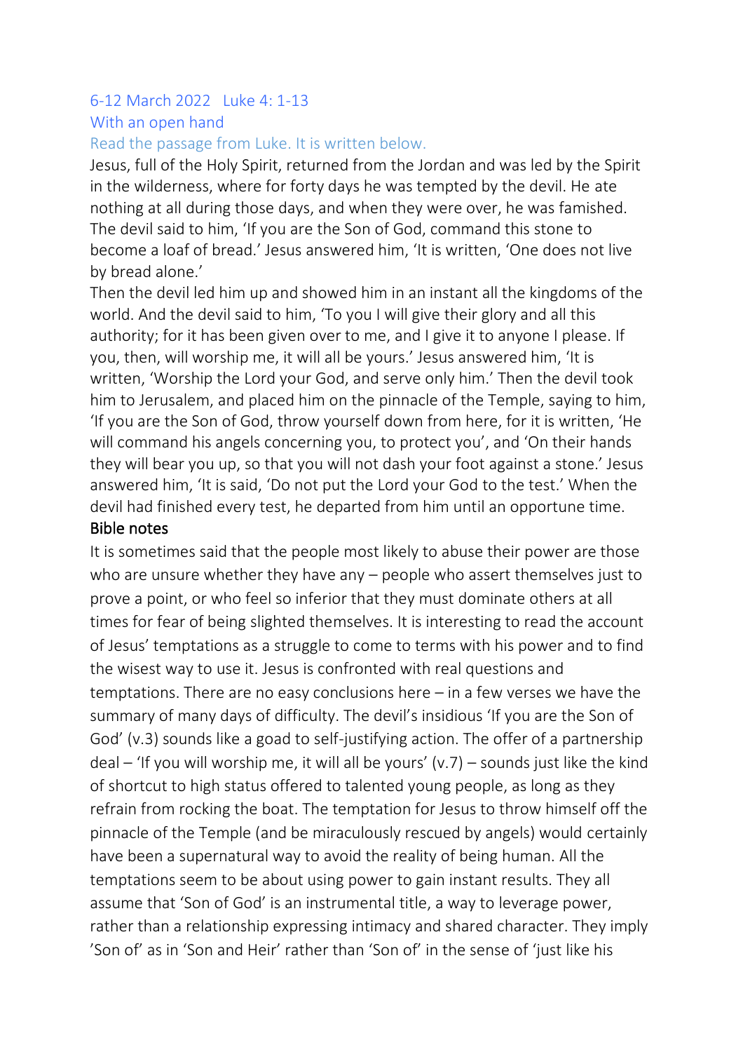6-12 March 2022 Luke 4: 1-13

With an open hand

Read the passage from Luke. It is written below.

Jesus, full of the Holy Spirit, returned from the Jordan and was led by the Spirit in the wilderness, where for forty days he was tempted by the devil. He ate nothing at all during those days, and when they were over, he was famished. The devil said to him, 'If you are the Son of God, command this stone to become a loaf of bread.' Jesus answered him, 'It is written, 'One does not live by bread alone.'

Then the devil led him up and showed him in an instant all the kingdoms of the world. And the devil said to him, 'To you I will give their glory and all this authority; for it has been given over to me, and I give it to anyone I please. If you, then, will worship me, it will all be yours.' Jesus answered him, 'It is written, 'Worship the Lord your God, and serve only him.' Then the devil took him to Jerusalem, and placed him on the pinnacle of the Temple, saying to him, 'If you are the Son of God, throw yourself down from here, for it is written, 'He will command his angels concerning you, to protect you', and 'On their hands they will bear you up, so that you will not dash your foot against a stone.' Jesus answered him, 'It is said, 'Do not put the Lord your God to the test.' When the devil had finished every test, he departed from him until an opportune time.

## Bible notes

It is sometimes said that the people most likely to abuse their power are those who are unsure whether they have any – people who assert themselves just to prove a point, or who feel so inferior that they must dominate others at all times for fear of being slighted themselves. It is interesting to read the account of Jesus' temptations as a struggle to come to terms with his power and to find the wisest way to use it. Jesus is confronted with real questions and temptations. There are no easy conclusions here – in a few verses we have the summary of many days of difficulty. The devil's insidious 'If you are the Son of God' (v.3) sounds like a goad to self-justifying action. The offer of a partnership deal – 'If you will worship me, it will all be yours' (v.7) – sounds just like the kind of shortcut to high status offered to talented young people, as long as they refrain from rocking the boat. The temptation for Jesus to throw himself off the pinnacle of the Temple (and be miraculously rescued by angels) would certainly have been a supernatural way to avoid the reality of being human. All the temptations seem to be about using power to gain instant results. They all assume that 'Son of God' is an instrumental title, a way to leverage power, rather than a relationship expressing intimacy and shared character. They imply 'Son of' as in 'Son and Heir' rather than 'Son of' in the sense of 'just like his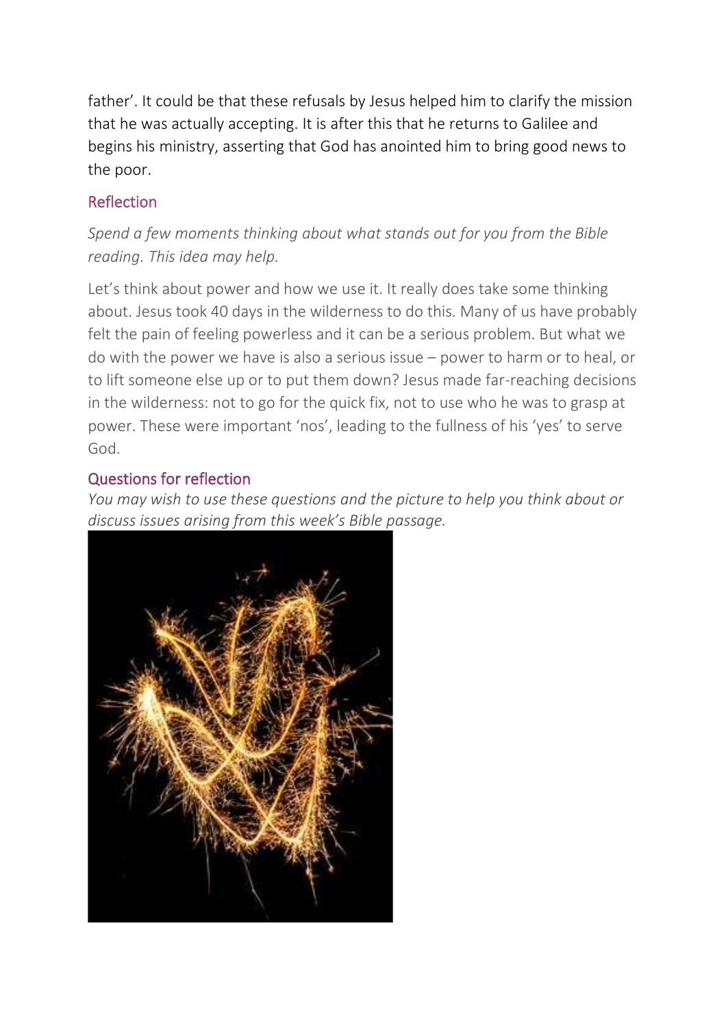father'. It could be that these refusals by Jesus helped him to clarify the mission that he was actually accepting. It is after this that he returns to Galilee and begins his ministry, asserting that God has anointed him to bring good news to the poor.

## Reflection

*Spend a few moments thinking about what stands out for you from the Bible reading. This idea may help.*

Let's think about power and how we use it. It really does take some thinking about. Jesus took 40 days in the wilderness to do this. Many of us have probably felt the pain of feeling powerless and it can be a serious problem. But what we do with the power we have is also a serious issue – power to harm or to heal, or to lift someone else up or to put them down? Jesus made far-reaching decisions in the wilderness: not to go for the quick fix, not to use who he was to grasp at power. These were important 'nos', leading to the fullness of his 'yes' to serve God.

## Questions for reflection

*You may wish to use these questions and the picture to help you think about or discuss issues arising from this week's Bible passage.*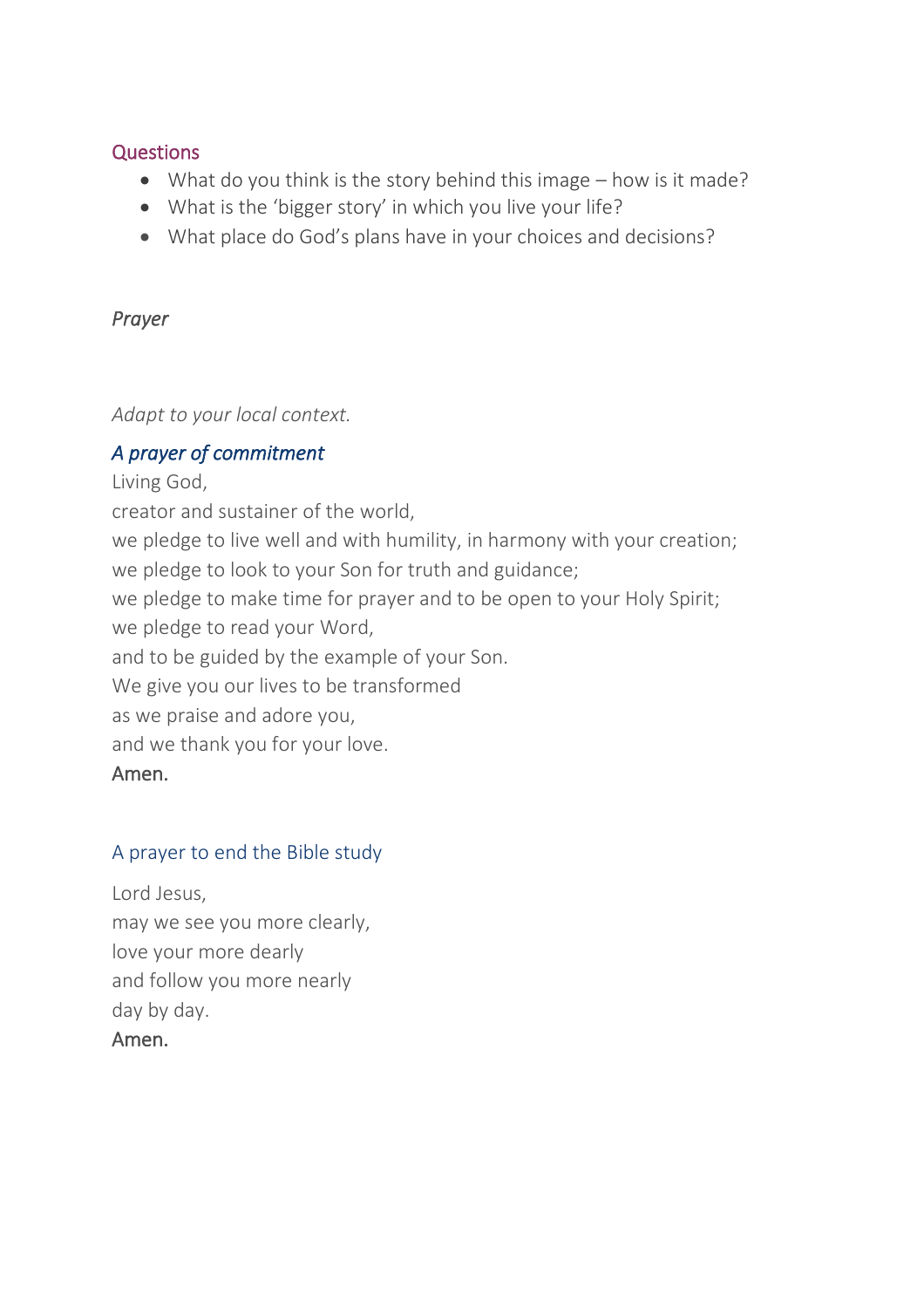## Questions

- What do you think is the story behind this image – how is it made?
- What is the 'bigger story' in which you live your life?
- What place do God's plans have in your choices and decisions?

*Prayer*

*Adapt to your local context.*

### *A prayer of commitment*

Living God,
creator and sustainer of the world,
we pledge to live well and with humility, in harmony with your creation;
we pledge to look to your Son for truth and guidance;
we pledge to make time for prayer and to be open to your Holy Spirit;
we pledge to read your Word,
and to be guided by the example of your Son.
We give you our lives to be transformed
as we praise and adore you,
and we thank you for your love.
**Amen.**

### A prayer to end the Bible study

Lord Jesus,
may we see you more clearly,
love your more dearly
and follow you more nearly
day by day.
**Amen.**